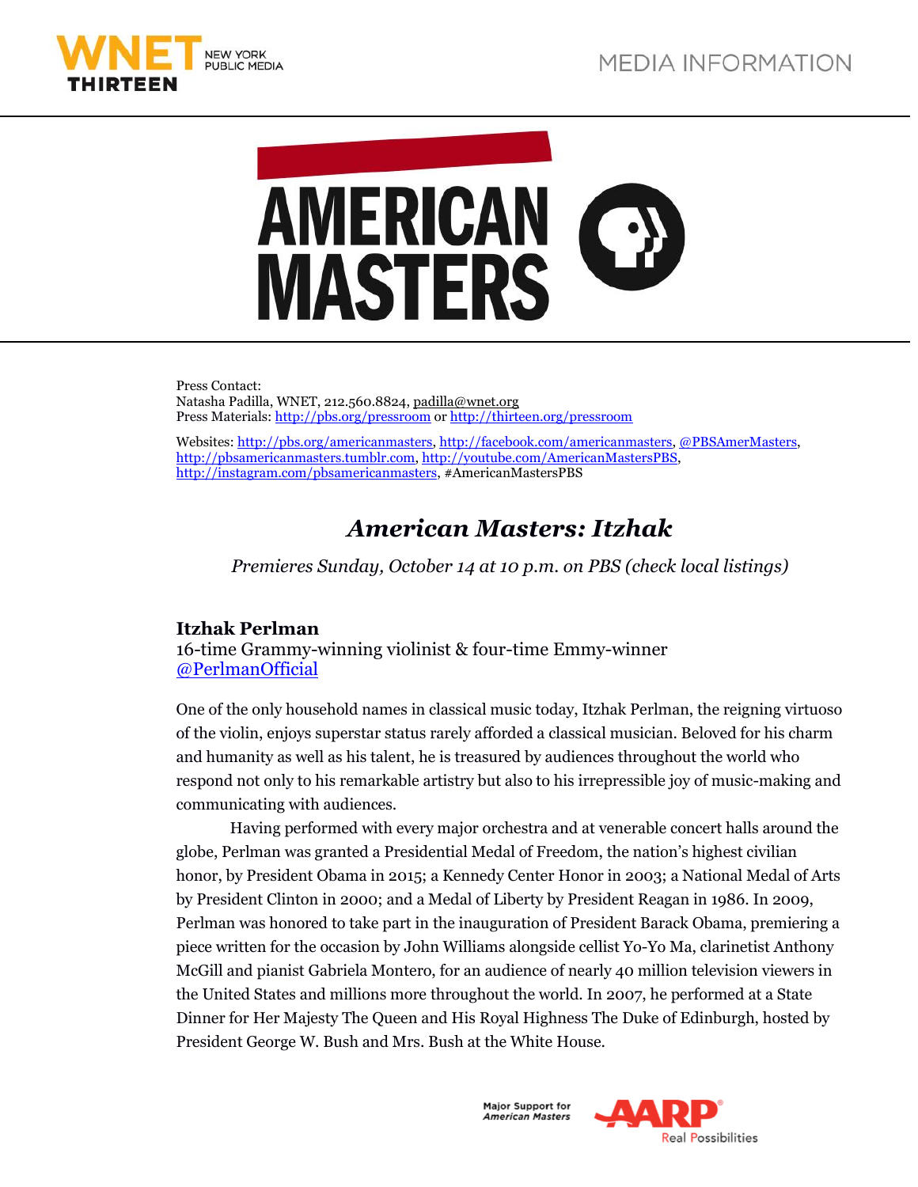MEDIA INFORMATION

Press Contact:
Natasha Padilla, WNET, 212.560.8824, padilla@wnet.org
Press Materials: http://pbs.org/pressroom or http://thirteen.org/pressroom

Websites: http://pbs.org/americanmasters, http://facebook.com/americanmasters, @PBSAmerMasters, http://pbsamericanmasters.tumblr.com, http://youtube.com/AmericanMastersPBS, http://instagram.com/pbsamericanmasters, #AmericanMastersPBS

# *American Masters: Itzhak*

*Premieres Sunday, October 14 at 10 p.m. on PBS (check local listings)*

**Itzhak Perlman**
16-time Grammy-winning violinist & four-time Emmy-winner
@PerlmanOfficial

One of the only household names in classical music today, Itzhak Perlman, the reigning virtuoso of the violin, enjoys superstar status rarely afforded a classical musician. Beloved for his charm and humanity as well as his talent, he is treasured by audiences throughout the world who respond not only to his remarkable artistry but also to his irrepressible joy of music-making and communicating with audiences.

Having performed with every major orchestra and at venerable concert halls around the globe, Perlman was granted a Presidential Medal of Freedom, the nation's highest civilian honor, by President Obama in 2015; a Kennedy Center Honor in 2003; a National Medal of Arts by President Clinton in 2000; and a Medal of Liberty by President Reagan in 1986. In 2009, Perlman was honored to take part in the inauguration of President Barack Obama, premiering a piece written for the occasion by John Williams alongside cellist Yo-Yo Ma, clarinetist Anthony McGill and pianist Gabriela Montero, for an audience of nearly 40 million television viewers in the United States and millions more throughout the world. In 2007, he performed at a State Dinner for Her Majesty The Queen and His Royal Highness The Duke of Edinburgh, hosted by President George W. Bush and Mrs. Bush at the White House.

Major Support for *American Masters*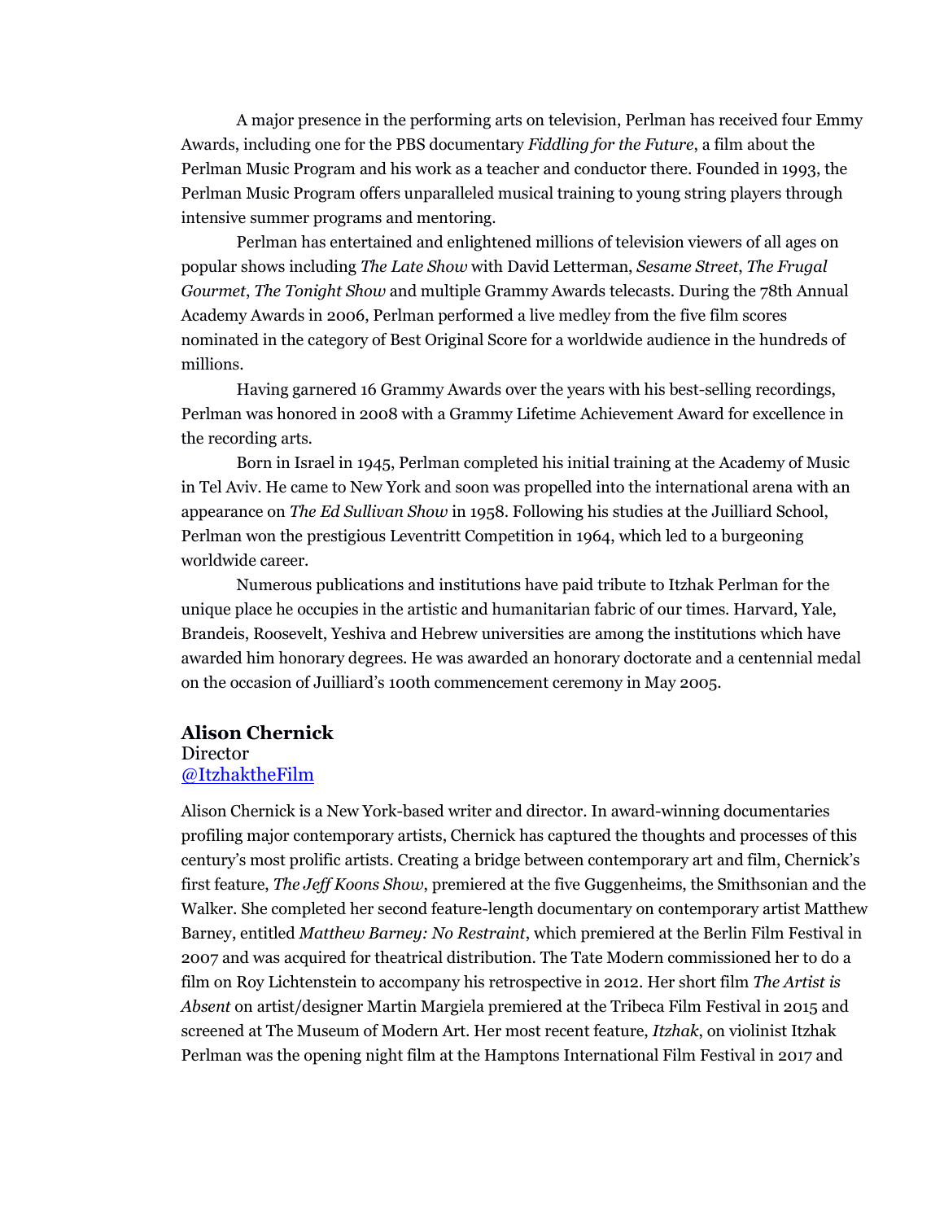A major presence in the performing arts on television, Perlman has received four Emmy Awards, including one for the PBS documentary *Fiddling for the Future*, a film about the Perlman Music Program and his work as a teacher and conductor there. Founded in 1993, the Perlman Music Program offers unparalleled musical training to young string players through intensive summer programs and mentoring.

Perlman has entertained and enlightened millions of television viewers of all ages on popular shows including *The Late Show* with David Letterman, *Sesame Street*, *The Frugal Gourmet*, *The Tonight Show* and multiple Grammy Awards telecasts. During the 78th Annual Academy Awards in 2006, Perlman performed a live medley from the five film scores nominated in the category of Best Original Score for a worldwide audience in the hundreds of millions.

Having garnered 16 Grammy Awards over the years with his best-selling recordings, Perlman was honored in 2008 with a Grammy Lifetime Achievement Award for excellence in the recording arts.

Born in Israel in 1945, Perlman completed his initial training at the Academy of Music in Tel Aviv. He came to New York and soon was propelled into the international arena with an appearance on *The Ed Sullivan Show* in 1958. Following his studies at the Juilliard School, Perlman won the prestigious Leventritt Competition in 1964, which led to a burgeoning worldwide career.

Numerous publications and institutions have paid tribute to Itzhak Perlman for the unique place he occupies in the artistic and humanitarian fabric of our times. Harvard, Yale, Brandeis, Roosevelt, Yeshiva and Hebrew universities are among the institutions which have awarded him honorary degrees. He was awarded an honorary doctorate and a centennial medal on the occasion of Juilliard's 100th commencement ceremony in May 2005.

**Alison Chernick**
Director
[@ItzhaktheFilm](@ItzhaktheFilm)

Alison Chernick is a New York-based writer and director. In award-winning documentaries profiling major contemporary artists, Chernick has captured the thoughts and processes of this century's most prolific artists. Creating a bridge between contemporary art and film, Chernick's first feature, *The Jeff Koons Show*, premiered at the five Guggenheims, the Smithsonian and the Walker. She completed her second feature-length documentary on contemporary artist Matthew Barney, entitled *Matthew Barney: No Restraint*, which premiered at the Berlin Film Festival in 2007 and was acquired for theatrical distribution. The Tate Modern commissioned her to do a film on Roy Lichtenstein to accompany his retrospective in 2012. Her short film *The Artist is Absent* on artist/designer Martin Margiela premiered at the Tribeca Film Festival in 2015 and screened at The Museum of Modern Art. Her most recent feature, *Itzhak*, on violinist Itzhak Perlman was the opening night film at the Hamptons International Film Festival in 2017 and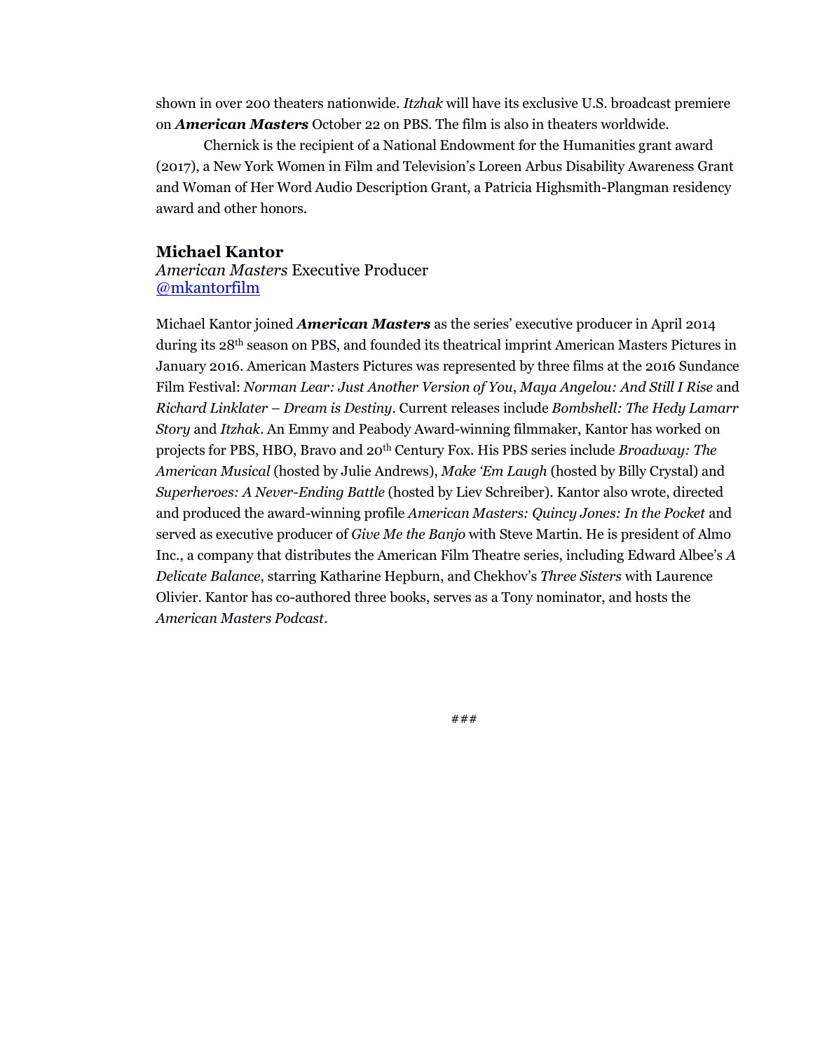shown in over 200 theaters nationwide. *Itzhak* will have its exclusive U.S. broadcast premiere on ***American Masters*** October 22 on PBS. The film is also in theaters worldwide.

Chernick is the recipient of a National Endowment for the Humanities grant award (2017), a New York Women in Film and Television's Loreen Arbus Disability Awareness Grant and Woman of Her Word Audio Description Grant, a Patricia Highsmith-Plangman residency award and other honors.

**Michael Kantor**
*American Masters* Executive Producer
@mkantorfilm

Michael Kantor joined ***American Masters*** as the series' executive producer in April 2014 during its 28th season on PBS, and founded its theatrical imprint American Masters Pictures in January 2016. American Masters Pictures was represented by three films at the 2016 Sundance Film Festival: *Norman Lear: Just Another Version of You*, *Maya Angelou: And Still I Rise* and *Richard Linklater – Dream is Destiny*. Current releases include *Bombshell: The Hedy Lamarr Story* and *Itzhak*. An Emmy and Peabody Award-winning filmmaker, Kantor has worked on projects for PBS, HBO, Bravo and 20th Century Fox. His PBS series include *Broadway: The American Musical* (hosted by Julie Andrews), *Make 'Em Laugh* (hosted by Billy Crystal) and *Superheroes: A Never-Ending Battle* (hosted by Liev Schreiber). Kantor also wrote, directed and produced the award-winning profile *American Masters: Quincy Jones: In the Pocket* and served as executive producer of *Give Me the Banjo* with Steve Martin. He is president of Almo Inc., a company that distributes the American Film Theatre series, including Edward Albee's *A Delicate Balance*, starring Katharine Hepburn, and Chekhov's *Three Sisters* with Laurence Olivier. Kantor has co-authored three books, serves as a Tony nominator, and hosts the *American Masters Podcast*.

###